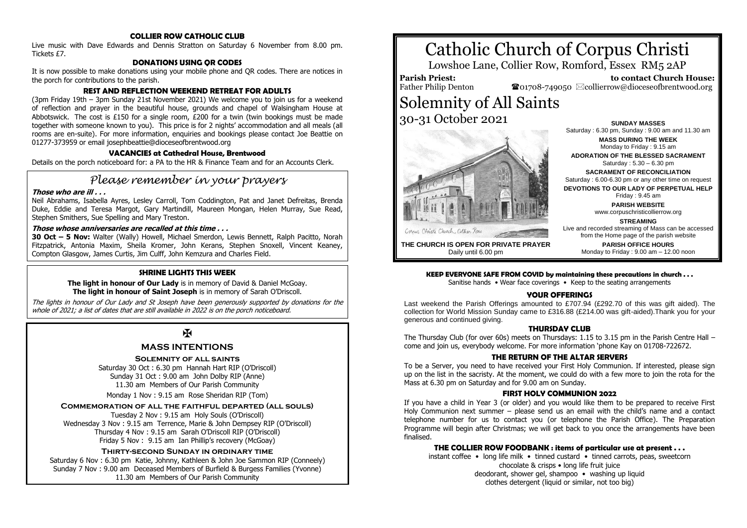## COLLIER ROW CATHOLIC CLUB

Live music with Dave Edwards and Dennis Stratton on Saturday 6 November from 8.00 pm. Tickets £7.

## DONATIONS USING QR CODES

It is now possible to make donations using your mobile phone and QR codes. There are notices in the porch for contributions to the parish.

## REST AND REFLECTION WEEKEND RETREAT FOR ADULTS

(3pm Friday 19th – 3pm Sunday 21st November 2021) We welcome you to join us for a weekend of reflection and prayer in the beautiful house, grounds and chapel of Walsingham House at Abbotswick. The cost is £150 for a single room, £200 for a twin (twin bookings must be made together with someone known to you). This price is for 2 nights' accommodation and all meals (all rooms are en-suite). For more information, enquiries and bookings please contact Joe Beattie on 01277-373959 or email josephbeattie@dioceseofbrentwood.org

## VACANCIES at Cathedral House, Brentwood

Details on the porch noticeboard for: a PA to the HR & Finance Team and for an Accounts Clerk.

## *Please remember in your prayers*

***Those who are ill . . .***

Neil Abrahams, Isabella Ayres, Lesley Carroll, Tom Coddington, Pat and Janet Defreitas, Brenda Duke, Eddie and Teresa Margot, Gary Martindill, Maureen Mongan, Helen Murray, Sue Read, Stephen Smithers, Sue Spelling and Mary Treston.

***Those whose anniversaries are recalled at this time . . .***

**30 Oct – 5 Nov:** Walter (Wally) Howell, Michael Smerdon, Lewis Bennett, Ralph Pacitto, Norah Fitzpatrick, Antonia Maxim, Sheila Kromer, John Kerans, Stephen Snoxell, Vincent Keaney, Compton Glasgow, James Curtis, Jim Culff, John Kemzura and Charles Field.

## SHRINE LIGHTS THIS WEEK

**The light in honour of Our Lady** is in memory of David & Daniel McGoay.
**The light in honour of Saint Joseph** is in memory of Sarah O'Driscoll.

*The lights in honour of Our Lady and St Joseph have been generously supported by donations for the whole of 2021; a list of dates that are still available in 2022 is on the porch noticeboard.*

✠

## MASS INTENTIONS

### Solemnity of all saints

Saturday 30 Oct : 6.30 pm Hannah Hart RIP (O'Driscoll)
Sunday 31 Oct : 9.00 am John Dolby RIP (Anne)
11.30 am Members of Our Parish Community

Monday 1 Nov : 9.15 am Rose Sheridan RIP (Tom)

### Commemoration of all the faithful departed (all souls)

Tuesday 2 Nov : 9.15 am Holy Souls (O'Driscoll)
Wednesday 3 Nov : 9.15 am Terrence, Marie & John Dempsey RIP (O'Driscoll)
Thursday 4 Nov : 9.15 am Sarah O'Driscoll RIP (O'Driscoll)
Friday 5 Nov : 9.15 am Ian Phillip's recovery (McGoay)

### Thirty-second Sunday in ordinary time

Saturday 6 Nov : 6.30 pm Katie, Johnny, Kathleen & John Joe Sammon RIP (Conneely)
Sunday 7 Nov : 9.00 am Deceased Members of Burfield & Burgess Families (Yvonne)
11.30 am Members of Our Parish Community

# Catholic Church of Corpus Christi

Lowshoe Lane, Collier Row, Romford, Essex RM5 2AP

**Parish Priest:** Father Philip Denton

**to contact Church House:** ☎01708-749050 ✉collierrow@dioceseofbrentwood.org

# Solemnity of All Saints

## 30-31 October 2021

Corpus Christi Church, Collier Row

**THE CHURCH IS OPEN FOR PRIVATE PRAYER**
Daily until 6.00 pm

**SUNDAY MASSES**
Saturday : 6.30 pm, Sunday : 9.00 am and 11.30 am

**MASS DURING THE WEEK**
Monday to Friday : 9.15 am

**ADORATION OF THE BLESSED SACRAMENT**
Saturday : 5.30 – 6.30 pm

**SACRAMENT OF RECONCILIATION**
Saturday : 6.00-6.30 pm or any other time on request

**DEVOTIONS TO OUR LADY OF PERPETUAL HELP**
Friday : 9.45 am

**PARISH WEBSITE**
www.corpuschristicollierrow.org

**STREAMING**
Live and recorded streaming of Mass can be accessed from the Home page of the parish website

**PARISH OFFICE HOURS**
Monday to Friday : 9.00 am – 12.00 noon

**KEEP EVERYONE SAFE FROM COVID by maintaining these precautions in church . . .**
Sanitise hands • Wear face coverings • Keep to the seating arrangements

## YOUR OFFERINGS

Last weekend the Parish Offerings amounted to £707.94 (£292.70 of this was gift aided). The collection for World Mission Sunday came to £316.88 (£214.00 was gift-aided).Thank you for your generous and continued giving.

## THURSDAY CLUB

The Thursday Club (for over 60s) meets on Thursdays: 1.15 to 3.15 pm in the Parish Centre Hall – come and join us, everybody welcome. For more information 'phone Kay on 01708-722672.

## THE RETURN OF THE ALTAR SERVERS

To be a Server, you need to have received your First Holy Communion. If interested, please sign up on the list in the sacristy. At the moment, we could do with a few more to join the rota for the Mass at 6.30 pm on Saturday and for 9.00 am on Sunday.

## FIRST HOLY COMMUNION 2022

If you have a child in Year 3 (or older) and you would like them to be prepared to receive First Holy Communion next summer – please send us an email with the child's name and a contact telephone number for us to contact you (or telephone the Parish Office). The Preparation Programme will begin after Christmas; we will get back to you once the arrangements have been finalised.

## THE COLLIER ROW FOODBANK : items of particular use at present . . .

instant coffee • long life milk • tinned custard • tinned carrots, peas, sweetcorn
chocolate & crisps • long life fruit juice
deodorant, shower gel, shampoo • washing up liquid
clothes detergent (liquid or similar, not too big)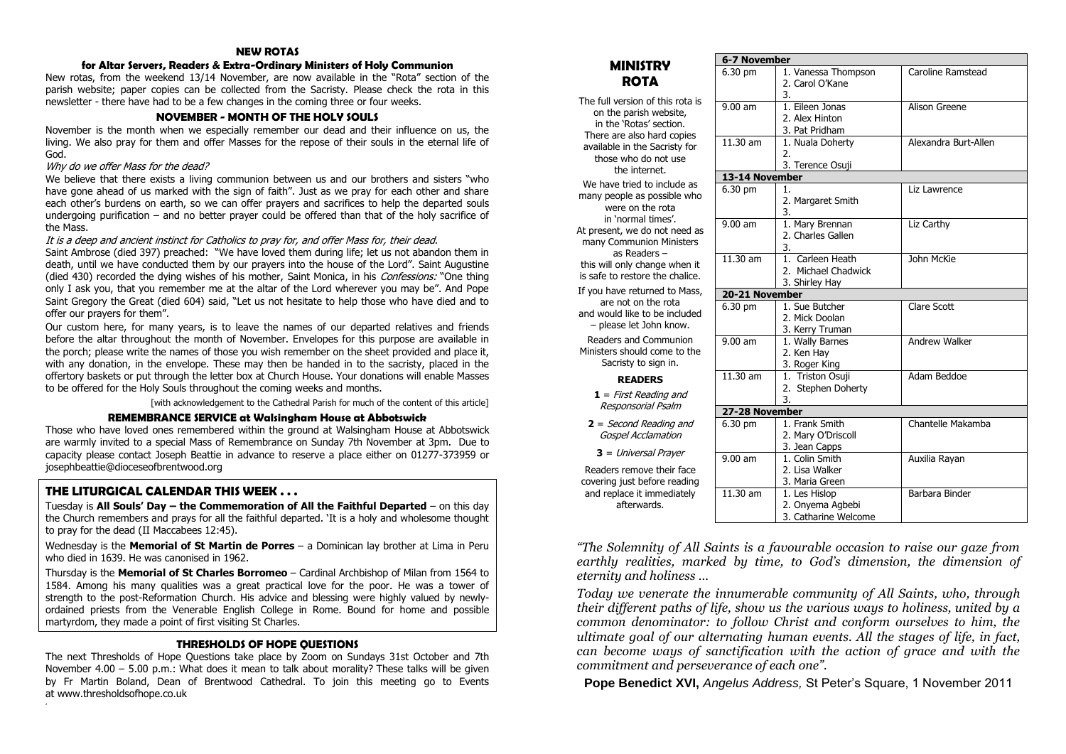## NEW ROTAS

### for Altar Servers, Readers & Extra-Ordinary Ministers of Holy Communion

New rotas, from the weekend 13/14 November, are now available in the "Rota" section of the parish website; paper copies can be collected from the Sacristy. Please check the rota in this newsletter - there have had to be a few changes in the coming three or four weeks.

## NOVEMBER - MONTH OF THE HOLY SOULS

November is the month when we especially remember our dead and their influence on us, the living. We also pray for them and offer Masses for the repose of their souls in the eternal life of God.

*Why do we offer Mass for the dead?*

We believe that there exists a living communion between us and our brothers and sisters "who have gone ahead of us marked with the sign of faith". Just as we pray for each other and share each other's burdens on earth, so we can offer prayers and sacrifices to help the departed souls undergoing purification – and no better prayer could be offered than that of the holy sacrifice of the Mass.

*It is a deep and ancient instinct for Catholics to pray for, and offer Mass for, their dead.*

Saint Ambrose (died 397) preached: "We have loved them during life; let us not abandon them in death, until we have conducted them by our prayers into the house of the Lord". Saint Augustine (died 430) recorded the dying wishes of his mother, Saint Monica, in his *Confessions:* "One thing only I ask you, that you remember me at the altar of the Lord wherever you may be". And Pope Saint Gregory the Great (died 604) said, "Let us not hesitate to help those who have died and to offer our prayers for them".

Our custom here, for many years, is to leave the names of our departed relatives and friends before the altar throughout the month of November. Envelopes for this purpose are available in the porch; please write the names of those you wish remember on the sheet provided and place it, with any donation, in the envelope. These may then be handed in to the sacristy, placed in the offertory baskets or put through the letter box at Church House. Your donations will enable Masses to be offered for the Holy Souls throughout the coming weeks and months.

[with acknowledgement to the Cathedral Parish for much of the content of this article]

## REMEMBRANCE SERVICE at Walsingham House at Abbotswick

Those who have loved ones remembered within the ground at Walsingham House at Abbotswick are warmly invited to a special Mass of Remembrance on Sunday 7th November at 3pm. Due to capacity please contact Joseph Beattie in advance to reserve a place either on 01277-373959 or josephbeattie@dioceseofbrentwood.org

## THE LITURGICAL CALENDAR THIS WEEK . . .

Tuesday is **All Souls' Day – the Commemoration of All the Faithful Departed** – on this day the Church remembers and prays for all the faithful departed. 'It is a holy and wholesome thought to pray for the dead (II Maccabees 12:45).

Wednesday is the **Memorial of St Martin de Porres** – a Dominican lay brother at Lima in Peru who died in 1639. He was canonised in 1962.

Thursday is the **Memorial of St Charles Borromeo** – Cardinal Archbishop of Milan from 1564 to 1584. Among his many qualities was a great practical love for the poor. He was a tower of strength to the post-Reformation Church. His advice and blessing were highly valued by newly-ordained priests from the Venerable English College in Rome. Bound for home and possible martyrdom, they made a point of first visiting St Charles.

## THRESHOLDS OF HOPE QUESTIONS

The next Thresholds of Hope Questions take place by Zoom on Sundays 31st October and 7th November 4.00 – 5.00 p.m.: What does it mean to talk about morality? These talks will be given by Fr Martin Boland, Dean of Brentwood Cathedral. To join this meeting go to Events at www.thresholdsofhope.co.uk

## MINISTRY ROTA

The full version of this rota is on the parish website, in the 'Rotas' section. There are also hard copies available in the Sacristy for those who do not use the internet.

We have tried to include as many people as possible who were on the rota in 'normal times'. At present, we do not need as many Communion Ministers as Readers – this will only change when it is safe to restore the chalice.

If you have returned to Mass, are not on the rota and would like to be included – please let John know.

Readers and Communion Ministers should come to the Sacristy to sign in.

### READERS

**1** = *First Reading and Responsorial Psalm*

**2** = *Second Reading and Gospel Acclamation*

**3** = *Universal Prayer*

Readers remove their face covering just before reading and replace it immediately afterwards.

| | | |
|---|---|---|
| **6-7 November** | | |
| 6.30 pm | 1. Vanessa Thompson<br>2. Carol O'Kane<br>3. | Caroline Ramstead |
| 9.00 am | 1. Eileen Jonas<br>2. Alex Hinton<br>3. Pat Pridham | Alison Greene |
| 11.30 am | 1. Nuala Doherty<br>2.<br>3. Terence Osuji | Alexandra Burt-Allen |
| **13-14 November** | | |
| 6.30 pm | 1.<br>2. Margaret Smith<br>3. | Liz Lawrence |
| 9.00 am | 1. Mary Brennan<br>2. Charles Gallen<br>3. | Liz Carthy |
| 11.30 am | 1. Carleen Heath<br>2. Michael Chadwick<br>3. Shirley Hay | John McKie |
| **20-21 November** | | |
| 6.30 pm | 1. Sue Butcher<br>2. Mick Doolan<br>3. Kerry Truman | Clare Scott |
| 9.00 am | 1. Wally Barnes<br>2. Ken Hay<br>3. Roger King | Andrew Walker |
| 11.30 am | 1. Triston Osuji<br>2. Stephen Doherty<br>3. | Adam Beddoe |
| **27-28 November** | | |
| 6.30 pm | 1. Frank Smith<br>2. Mary O'Driscoll<br>3. Jean Capps | Chantelle Makamba |
| 9.00 am | 1. Colin Smith<br>2. Lisa Walker<br>3. Maria Green | Auxilia Rayan |
| 11.30 am | 1. Les Hislop<br>2. Onyema Agbebi<br>3. Catharine Welcome | Barbara Binder |

*"The Solemnity of All Saints is a favourable occasion to raise our gaze from earthly realities, marked by time, to God's dimension, the dimension of eternity and holiness ...*

*Today we venerate the innumerable community of All Saints, who, through their different paths of life, show us the various ways to holiness, united by a common denominator: to follow Christ and conform ourselves to him, the ultimate goal of our alternating human events. All the stages of life, in fact, can become ways of sanctification with the action of grace and with the commitment and perseverance of each one".*

**Pope Benedict XVI,** *Angelus Address,* St Peter's Square, 1 November 2011